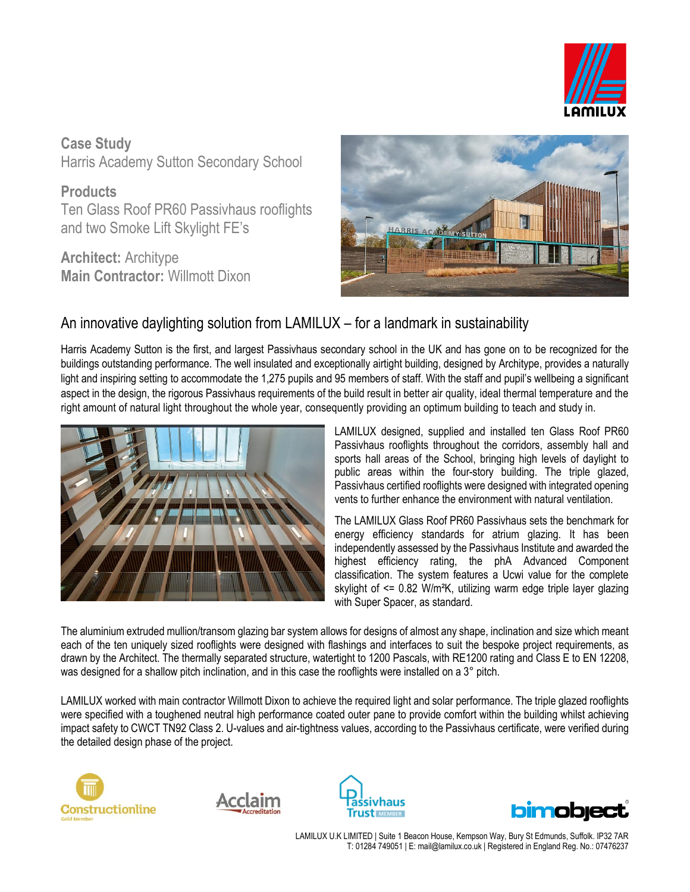**Case Study**
Harris Academy Sutton Secondary School

**Products**
Ten Glass Roof PR60 Passivhaus rooflights and two Smoke Lift Skylight FE's

**Architect:** Architype
**Main Contractor:** Willmott Dixon

## An innovative daylighting solution from LAMILUX – for a landmark in sustainability

Harris Academy Sutton is the first, and largest Passivhaus secondary school in the UK and has gone on to be recognized for the buildings outstanding performance. The well insulated and exceptionally airtight building, designed by Architype, provides a naturally light and inspiring setting to accommodate the 1,275 pupils and 95 members of staff. With the staff and pupil's wellbeing a significant aspect in the design, the rigorous Passivhaus requirements of the build result in better air quality, ideal thermal temperature and the right amount of natural light throughout the whole year, consequently providing an optimum building to teach and study in.

LAMILUX designed, supplied and installed ten Glass Roof PR60 Passivhaus rooflights throughout the corridors, assembly hall and sports hall areas of the School, bringing high levels of daylight to public areas within the four-story building. The triple glazed, Passivhaus certified rooflights were designed with integrated opening vents to further enhance the environment with natural ventilation.

The LAMILUX Glass Roof PR60 Passivhaus sets the benchmark for energy efficiency standards for atrium glazing. It has been independently assessed by the Passivhaus Institute and awarded the highest efficiency rating, the phA Advanced Component classification. The system features a Ucwi value for the complete skylight of <= 0.82 W/m²K, utilizing warm edge triple layer glazing with Super Spacer, as standard.

The aluminium extruded mullion/transom glazing bar system allows for designs of almost any shape, inclination and size which meant each of the ten uniquely sized rooflights were designed with flashings and interfaces to suit the bespoke project requirements, as drawn by the Architect. The thermally separated structure, watertight to 1200 Pascals, with RE1200 rating and Class E to EN 12208, was designed for a shallow pitch inclination, and in this case the rooflights were installed on a 3° pitch.

LAMILUX worked with main contractor Willmott Dixon to achieve the required light and solar performance. The triple glazed rooflights were specified with a toughened neutral high performance coated outer pane to provide comfort within the building whilst achieving impact safety to CWCT TN92 Class 2. U-values and air-tightness values, according to the Passivhaus certificate, were verified during the detailed design phase of the project.

LAMILUX U.K LIMITED | Suite 1 Beacon House, Kempson Way, Bury St Edmunds, Suffolk. IP32 7AR
T: 01284 749051 | E: mail@lamilux.co.uk | Registered in England Reg. No.: 07476237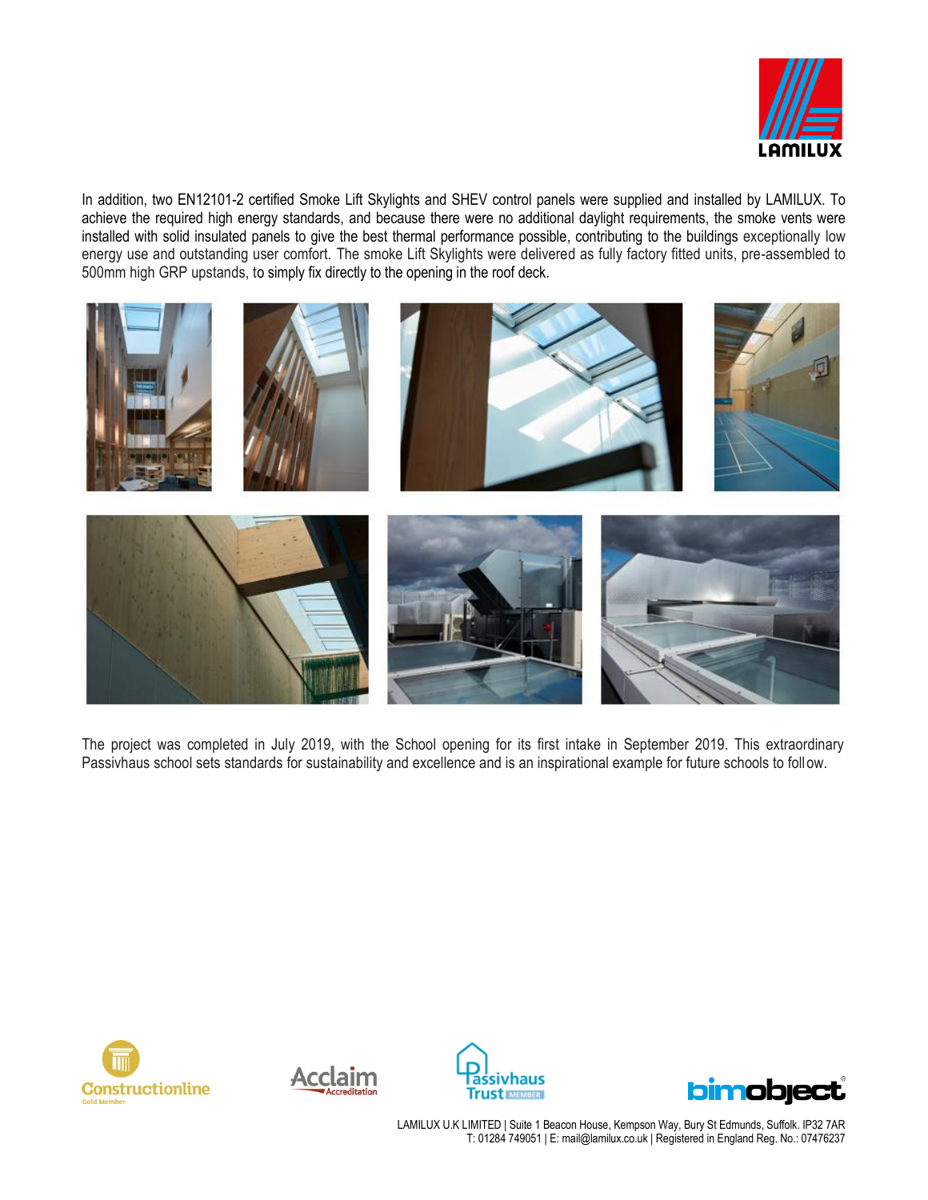In addition, two EN12101-2 certified Smoke Lift Skylights and SHEV control panels were supplied and installed by LAMILUX. To achieve the required high energy standards, and because there were no additional daylight requirements, the smoke vents were installed with solid insulated panels to give the best thermal performance possible, contributing to the buildings exceptionally low energy use and outstanding user comfort. The smoke Lift Skylights were delivered as fully factory fitted units, pre-assembled to 500mm high GRP upstands, to simply fix directly to the opening in the roof deck.

The project was completed in July 2019, with the School opening for its first intake in September 2019. This extraordinary Passivhaus school sets standards for sustainability and excellence and is an inspirational example for future schools to follow.

LAMILUX U.K LIMITED | Suite 1 Beacon House, Kempson Way, Bury St Edmunds, Suffolk. IP32 7AR
T: 01284 749051 | E: mail@lamilux.co.uk | Registered in England Reg. No.: 07476237